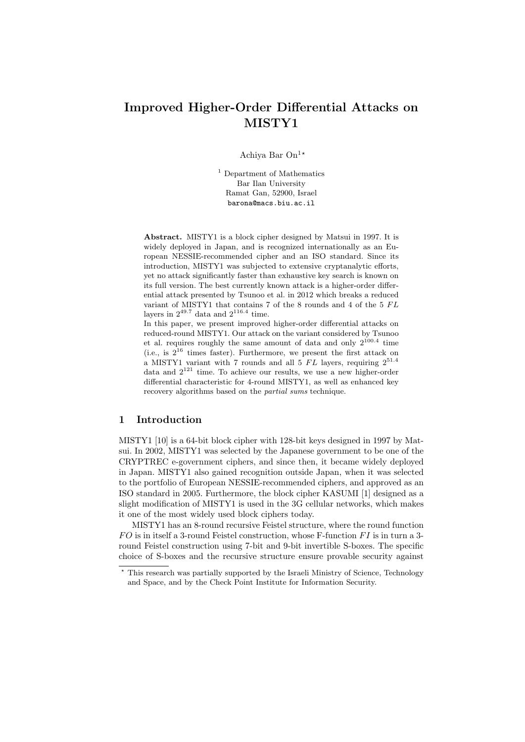# Improved Higher-Order Differential Attacks on MISTY1

Achiya Bar On[1,⋆]

[1] Department of Mathematics
Bar Ilan University
Ramat Gan, 52900, Israel
barona@macs.biu.ac.il

**Abstract.** MISTY1 is a block cipher designed by Matsui in 1997. It is widely deployed in Japan, and is recognized internationally as an European NESSIE-recommended cipher and an ISO standard. Since its introduction, MISTY1 was subjected to extensive cryptanalytic efforts, yet no attack significantly faster than exhaustive key search is known on its full version. The best currently known attack is a higher-order differential attack presented by Tsunoo et al. in 2012 which breaks a reduced variant of MISTY1 that contains 7 of the 8 rounds and 4 of the 5 $FL$ layers in $2^{49.7}$ data and $2^{116.4}$ time.

In this paper, we present improved higher-order differential attacks on reduced-round MISTY1. Our attack on the variant considered by Tsunoo et al. requires roughly the same amount of data and only $2^{100.4}$ time (i.e., is $2^{16}$ times faster). Furthermore, we present the first attack on a MISTY1 variant with 7 rounds and all 5 $FL$ layers, requiring $2^{51.4}$ data and $2^{121}$ time. To achieve our results, we use a new higher-order differential characteristic for 4-round MISTY1, as well as enhanced key recovery algorithms based on the *partial sums* technique.

## 1 Introduction

MISTY1 [10] is a 64-bit block cipher with 128-bit keys designed in 1997 by Matsui. In 2002, MISTY1 was selected by the Japanese government to be one of the CRYPTREC e-government ciphers, and since then, it became widely deployed in Japan. MISTY1 also gained recognition outside Japan, when it was selected to the portfolio of European NESSIE-recommended ciphers, and approved as an ISO standard in 2005. Furthermore, the block cipher KASUMI [1] designed as a slight modification of MISTY1 is used in the 3G cellular networks, which makes it one of the most widely used block ciphers today.

MISTY1 has an 8-round recursive Feistel structure, where the round function $FO$ is in itself a 3-round Feistel construction, whose F-function $FI$ is in turn a 3-round Feistel construction using 7-bit and 9-bit invertible S-boxes. The specific choice of S-boxes and the recursive structure ensure provable security against

⋆ This research was partially supported by the Israeli Ministry of Science, Technology and Space, and by the Check Point Institute for Information Security.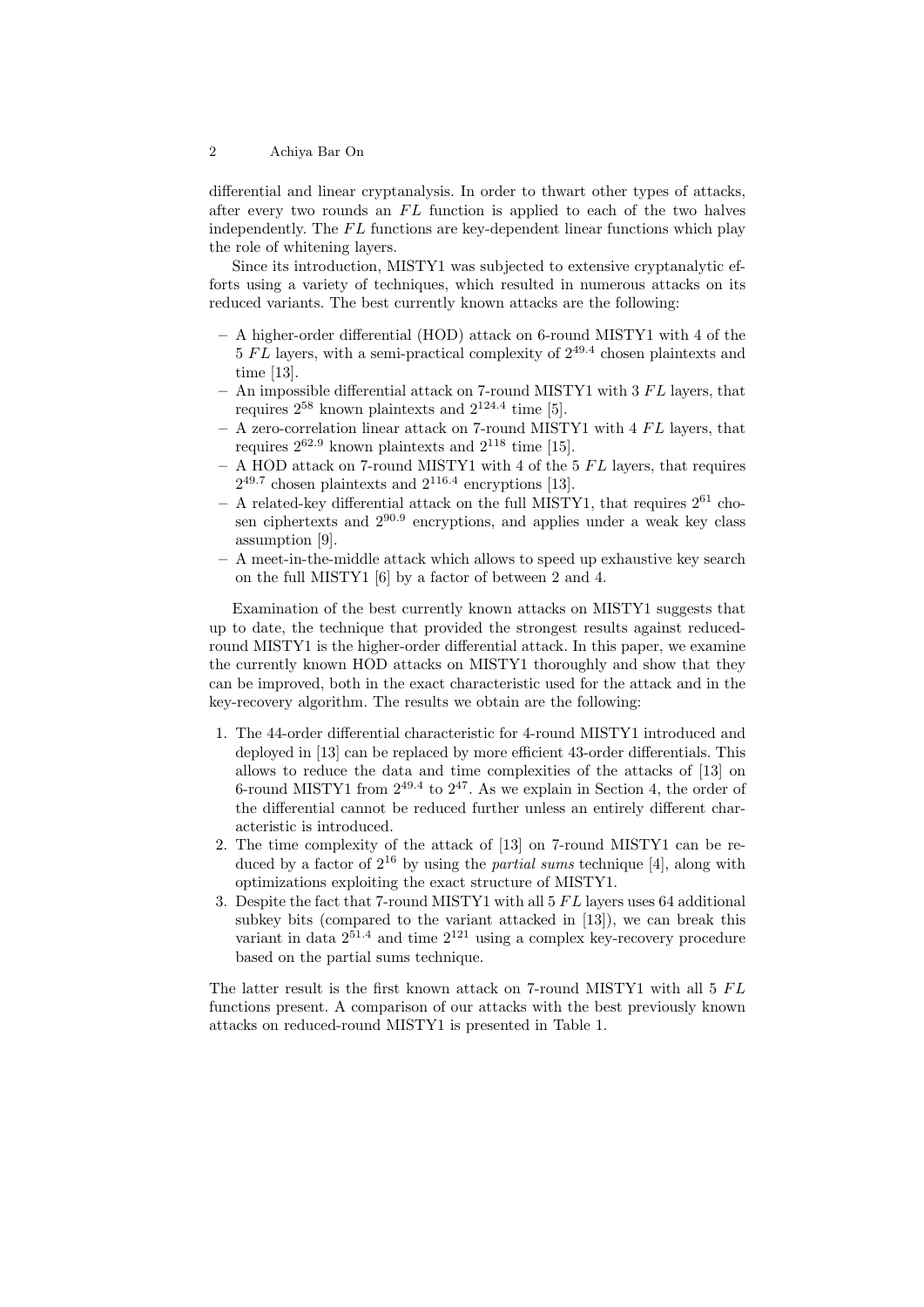differential and linear cryptanalysis. In order to thwart other types of attacks, after every two rounds an $FL$ function is applied to each of the two halves independently. The $FL$ functions are key-dependent linear functions which play the role of whitening layers.

Since its introduction, MISTY1 was subjected to extensive cryptanalytic efforts using a variety of techniques, which resulted in numerous attacks on its reduced variants. The best currently known attacks are the following:

- A higher-order differential (HOD) attack on 6-round MISTY1 with 4 of the 5 $FL$ layers, with a semi-practical complexity of $2^{49.4}$ chosen plaintexts and time [13].
- An impossible differential attack on 7-round MISTY1 with 3 $FL$ layers, that requires $2^{58}$ known plaintexts and $2^{124.4}$ time [5].
- A zero-correlation linear attack on 7-round MISTY1 with 4 $FL$ layers, that requires $2^{62.9}$ known plaintexts and $2^{118}$ time [15].
- A HOD attack on 7-round MISTY1 with 4 of the 5 $FL$ layers, that requires $2^{49.7}$ chosen plaintexts and $2^{116.4}$ encryptions [13].
- A related-key differential attack on the full MISTY1, that requires $2^{61}$ chosen ciphertexts and $2^{90.9}$ encryptions, and applies under a weak key class assumption [9].
- A meet-in-the-middle attack which allows to speed up exhaustive key search on the full MISTY1 [6] by a factor of between 2 and 4.

Examination of the best currently known attacks on MISTY1 suggests that up to date, the technique that provided the strongest results against reduced-round MISTY1 is the higher-order differential attack. In this paper, we examine the currently known HOD attacks on MISTY1 thoroughly and show that they can be improved, both in the exact characteristic used for the attack and in the key-recovery algorithm. The results we obtain are the following:

1. The 44-order differential characteristic for 4-round MISTY1 introduced and deployed in [13] can be replaced by more efficient 43-order differentials. This allows to reduce the data and time complexities of the attacks of [13] on 6-round MISTY1 from $2^{49.4}$ to $2^{47}$. As we explain in Section 4, the order of the differential cannot be reduced further unless an entirely different characteristic is introduced.
2. The time complexity of the attack of [13] on 7-round MISTY1 can be reduced by a factor of $2^{16}$ by using the *partial sums* technique [4], along with optimizations exploiting the exact structure of MISTY1.
3. Despite the fact that 7-round MISTY1 with all 5 $FL$ layers uses 64 additional subkey bits (compared to the variant attacked in [13]), we can break this variant in data $2^{51.4}$ and time $2^{121}$ using a complex key-recovery procedure based on the partial sums technique.

The latter result is the first known attack on 7-round MISTY1 with all 5 $FL$ functions present. A comparison of our attacks with the best previously known attacks on reduced-round MISTY1 is presented in Table 1.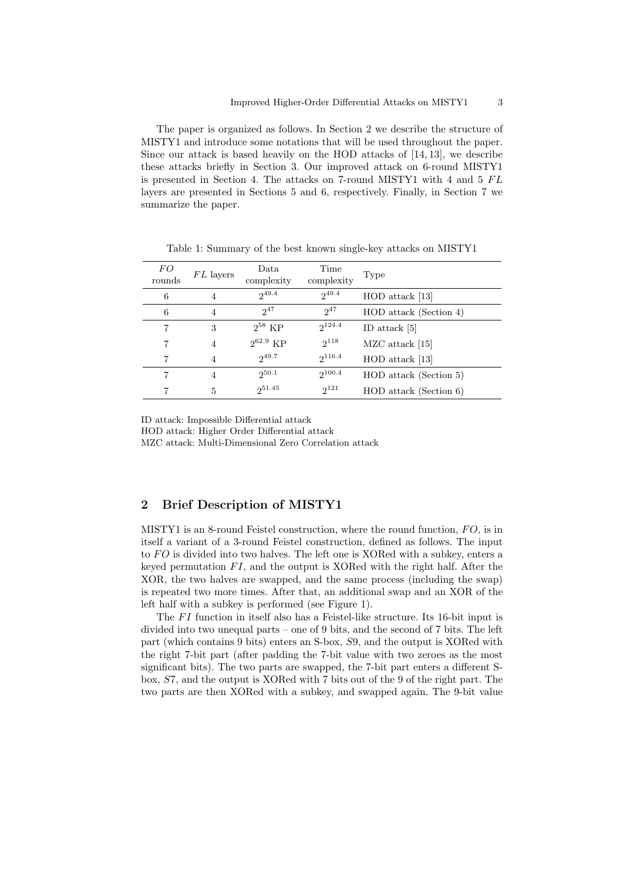The paper is organized as follows. In Section 2 we describe the structure of MISTY1 and introduce some notations that will be used throughout the paper. Since our attack is based heavily on the HOD attacks of [14, 13], we describe these attacks briefly in Section 3. Our improved attack on 6-round MISTY1 is presented in Section 4. The attacks on 7-round MISTY1 with 4 and 5 $FL$ layers are presented in Sections 5 and 6, respectively. Finally, in Section 7 we summarize the paper.

Table 1: Summary of the best known single-key attacks on MISTY1

| $FO$ rounds | $FL$ layers | Data complexity | Time complexity | Type |
|---|---|---|---|---|
| 6 | 4 | $2^{49.4}$ | $2^{49.4}$ | HOD attack [13] |
| 6 | 4 | $2^{47}$ | $2^{47}$ | HOD attack (Section 4) |
| 7 | 3 | $2^{58}$ KP | $2^{124.4}$ | ID attack [5] |
| 7 | 4 | $2^{62.9}$ KP | $2^{118}$ | MZC attack [15] |
| 7 | 4 | $2^{49.7}$ | $2^{116.4}$ | HOD attack [13] |
| 7 | 4 | $2^{50.1}$ | $2^{100.4}$ | HOD attack (Section 5) |
| 7 | 5 | $2^{51.45}$ | $2^{121}$ | HOD attack (Section 6) |

ID attack: Impossible Differential attack
HOD attack: Higher Order Differential attack
MZC attack: Multi-Dimensional Zero Correlation attack

## 2 Brief Description of MISTY1

MISTY1 is an 8-round Feistel construction, where the round function, $FO$, is in itself a variant of a 3-round Feistel construction, defined as follows. The input to $FO$ is divided into two halves. The left one is XORed with a subkey, enters a keyed permutation $FI$, and the output is XORed with the right half. After the XOR, the two halves are swapped, and the same process (including the swap) is repeated two more times. After that, an additional swap and an XOR of the left half with a subkey is performed (see Figure 1).

The $FI$ function in itself also has a Feistel-like structure. Its 16-bit input is divided into two unequal parts – one of 9 bits, and the second of 7 bits. The left part (which contains 9 bits) enters an S-box, $S9$, and the output is XORed with the right 7-bit part (after padding the 7-bit value with two zeroes as the most significant bits). The two parts are swapped, the 7-bit part enters a different S-box, $S7$, and the output is XORed with 7 bits out of the 9 of the right part. The two parts are then XORed with a subkey, and swapped again. The 9-bit value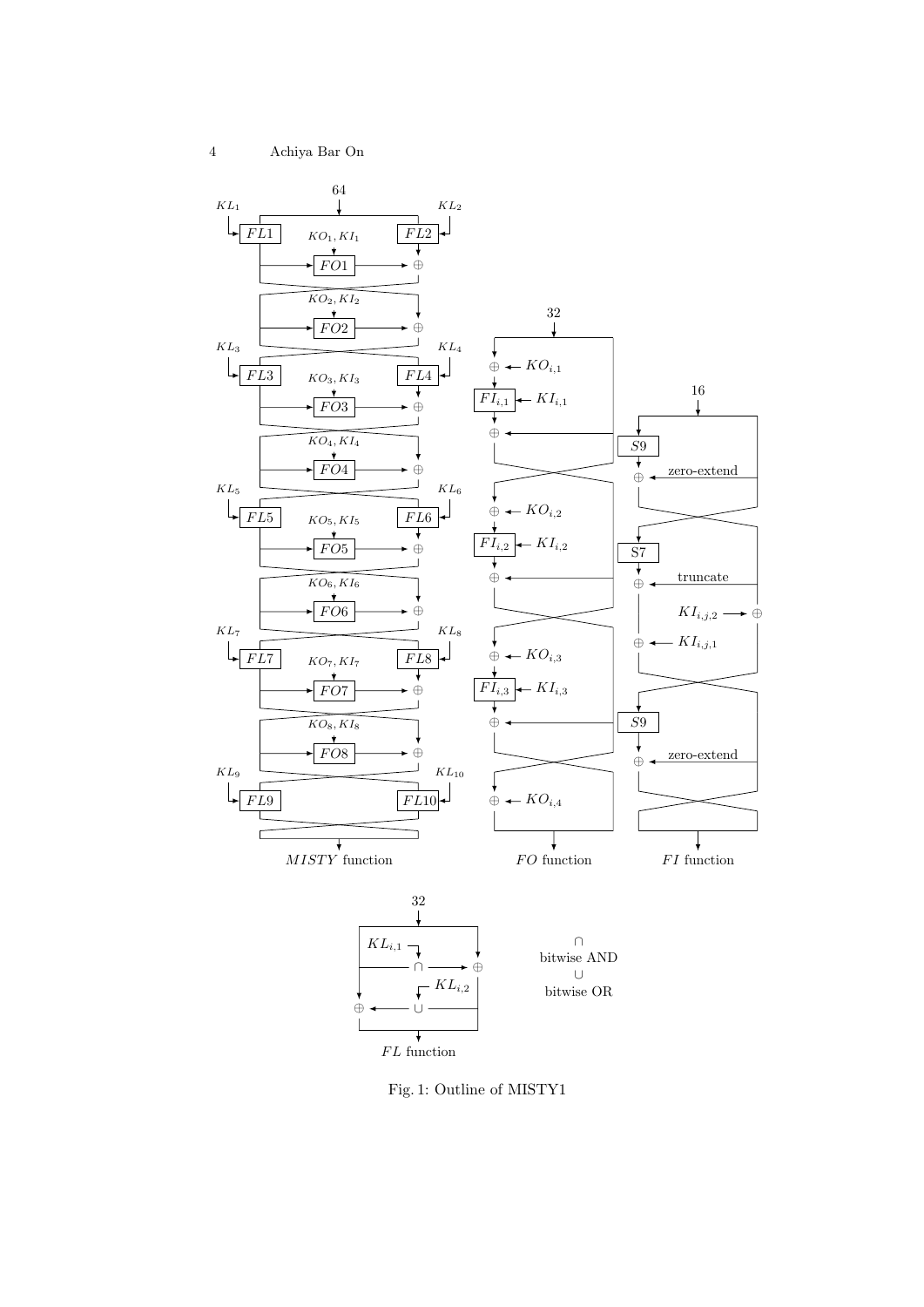Fig. 1: Outline of MISTY1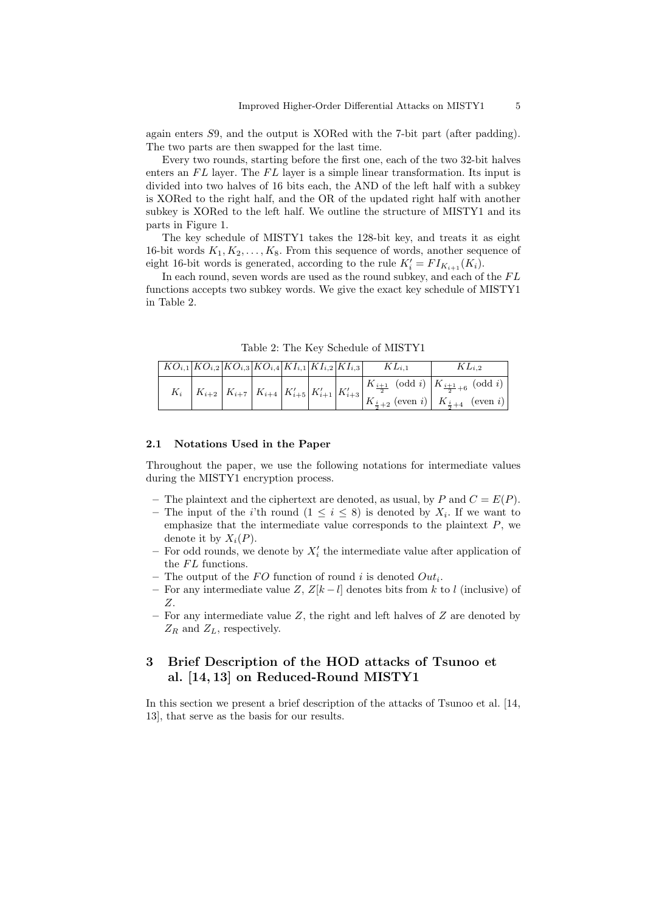again enters $S9$, and the output is XORed with the 7-bit part (after padding). The two parts are then swapped for the last time.

Every two rounds, starting before the first one, each of the two 32-bit halves enters an $FL$ layer. The $FL$ layer is a simple linear transformation. Its input is divided into two halves of 16 bits each, the AND of the left half with a subkey is XORed to the right half, and the OR of the updated right half with another subkey is XORed to the left half. We outline the structure of MISTY1 and its parts in Figure 1.

The key schedule of MISTY1 takes the 128-bit key, and treats it as eight 16-bit words $K_1, K_2, \ldots, K_8$. From this sequence of words, another sequence of eight 16-bit words is generated, according to the rule $K'_i = FI_{K_{i+1}}(K_i)$.

In each round, seven words are used as the round subkey, and each of the $FL$ functions accepts two subkey words. We give the exact key schedule of MISTY1 in Table 2.

Table 2: The Key Schedule of MISTY1

| $KO_{i,1}$ | $KO_{i,2}$ | $KO_{i,3}$ | $KO_{i,4}$ | $KI_{i,1}$ | $KI_{i,2}$ | $KI_{i,3}$ | $KL_{i,1}$ | $KL_{i,2}$ |
|---|---|---|---|---|---|---|---|---|
| $K_i$ | $K_{i+2}$ | $K_{i+7}$ | $K_{i+4}$ | $K'_{i+5}$ | $K'_{i+1}$ | $K'_{i+3}$ | $K_{\frac{i+1}{2}}$ (odd $i$) <br> $K'_{\frac{i}{2}+2}$ (even $i$) | $K'_{\frac{i+1}{2}+6}$ (odd $i$) <br> $K_{\frac{i}{2}+4}$ (even $i$) |

### 2.1 Notations Used in the Paper

Throughout the paper, we use the following notations for intermediate values during the MISTY1 encryption process.

- The plaintext and the ciphertext are denoted, as usual, by $P$ and $C = E(P)$.
- The input of the $i$'th round ($1 \leq i \leq 8$) is denoted by $X_i$. If we want to emphasize that the intermediate value corresponds to the plaintext $P$, we denote it by $X_i(P)$.
- For odd rounds, we denote by $X'_i$ the intermediate value after application of the $FL$ functions.
- The output of the $FO$ function of round $i$ is denoted $Out_i$.
- For any intermediate value $Z$, $Z[k-l]$ denotes bits from $k$ to $l$ (inclusive) of $Z$.
- For any intermediate value $Z$, the right and left halves of $Z$ are denoted by $Z_R$ and $Z_L$, respectively.

## 3 Brief Description of the HOD attacks of Tsunoo et al. [14, 13] on Reduced-Round MISTY1

In this section we present a brief description of the attacks of Tsunoo et al. [14, 13], that serve as the basis for our results.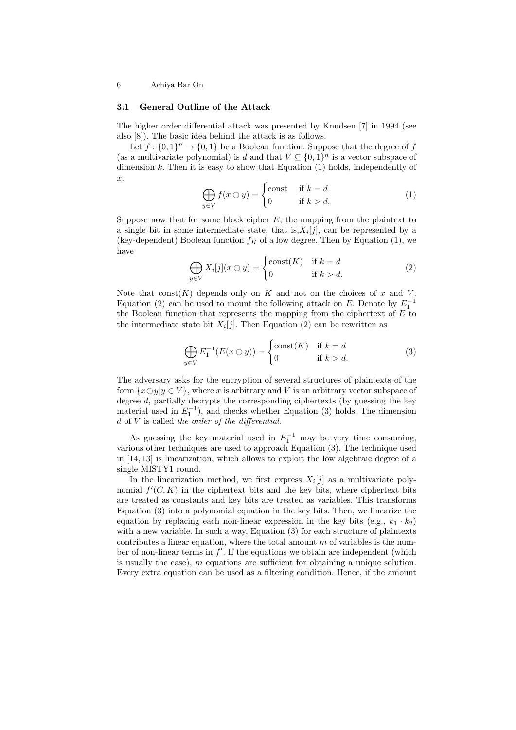### 3.1 General Outline of the Attack

The higher order differential attack was presented by Knudsen [7] in 1994 (see also [8]). The basic idea behind the attack is as follows.

Let $f : \{0,1\}^n \to \{0,1\}$ be a Boolean function. Suppose that the degree of $f$ (as a multivariate polynomial) is $d$ and that $V \subseteq \{0,1\}^n$ is a vector subspace of dimension $k$. Then it is easy to show that Equation (1) holds, independently of $x$.

$$\bigoplus_{y \in V} f(x \oplus y) = \begin{cases} \text{const} & \text{if } k = d \\ 0 & \text{if } k > d. \end{cases} \tag{1}$$

Suppose now that for some block cipher $E$, the mapping from the plaintext to a single bit in some intermediate state, that is,$X_i[j]$, can be represented by a (key-dependent) Boolean function $f_K$ of a low degree. Then by Equation (1), we have

$$\bigoplus_{y \in V} X_i[j](x \oplus y) = \begin{cases} \text{const}(K) & \text{if } k = d \\ 0 & \text{if } k > d. \end{cases} \tag{2}$$

Note that $\text{const}(K)$ depends only on $K$ and not on the choices of $x$ and $V$. Equation (2) can be used to mount the following attack on $E$. Denote by $E_1^{-1}$ the Boolean function that represents the mapping from the ciphertext of $E$ to the intermediate state bit $X_i[j]$. Then Equation (2) can be rewritten as

$$\bigoplus_{y \in V} E_1^{-1}(E(x \oplus y)) = \begin{cases} \text{const}(K) & \text{if } k = d \\ 0 & \text{if } k > d. \end{cases} \tag{3}$$

The adversary asks for the encryption of several structures of plaintexts of the form $\{x \oplus y | y \in V\}$, where $x$ is arbitrary and $V$ is an arbitrary vector subspace of degree $d$, partially decrypts the corresponding ciphertexts (by guessing the key material used in $E_1^{-1}$), and checks whether Equation (3) holds. The dimension $d$ of $V$ is called *the order of the differential*.

As guessing the key material used in $E_1^{-1}$ may be very time consuming, various other techniques are used to approach Equation (3). The technique used in [14, 13] is linearization, which allows to exploit the low algebraic degree of a single MISTY1 round.

In the linearization method, we first express $X_i[j]$ as a multivariate polynomial $f'(C, K)$ in the ciphertext bits and the key bits, where ciphertext bits are treated as constants and key bits are treated as variables. This transforms Equation (3) into a polynomial equation in the key bits. Then, we linearize the equation by replacing each non-linear expression in the key bits (e.g., $k_1 \cdot k_2$) with a new variable. In such a way, Equation (3) for each structure of plaintexts contributes a linear equation, where the total amount $m$ of variables is the number of non-linear terms in $f'$. If the equations we obtain are independent (which is usually the case), $m$ equations are sufficient for obtaining a unique solution. Every extra equation can be used as a filtering condition. Hence, if the amount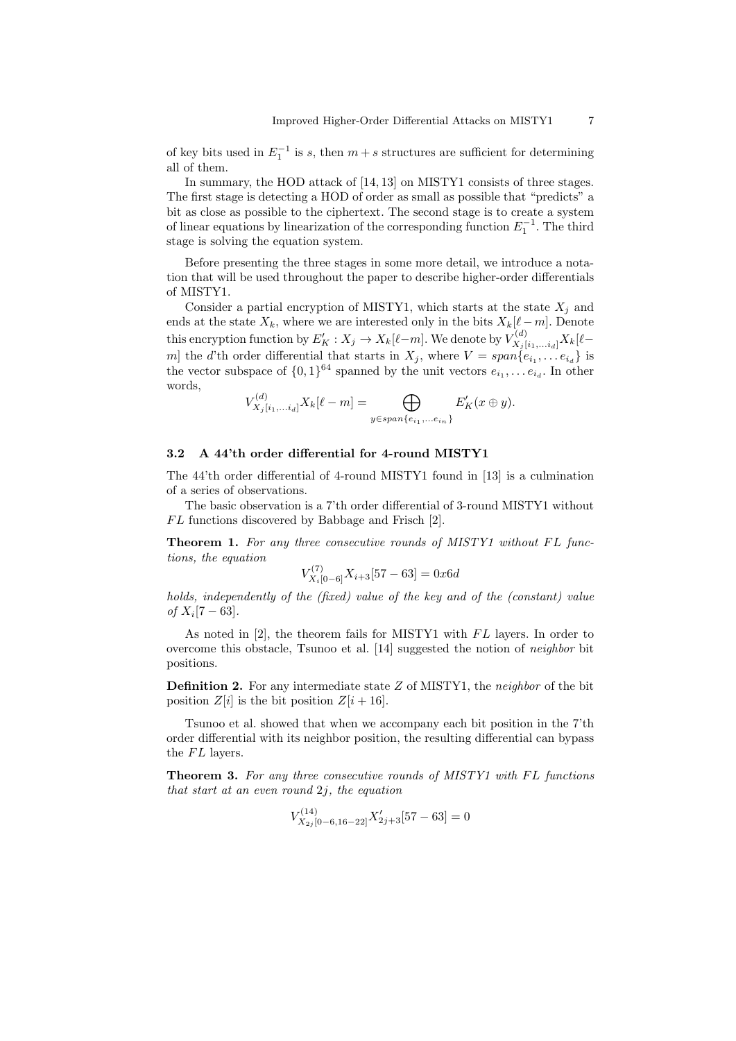of key bits used in $E_1^{-1}$ is $s$, then $m+s$ structures are sufficient for determining all of them.

In summary, the HOD attack of [14, 13] on MISTY1 consists of three stages. The first stage is detecting a HOD of order as small as possible that "predicts" a bit as close as possible to the ciphertext. The second stage is to create a system of linear equations by linearization of the corresponding function $E_1^{-1}$. The third stage is solving the equation system.

Before presenting the three stages in some more detail, we introduce a notation that will be used throughout the paper to describe higher-order differentials of MISTY1.

Consider a partial encryption of MISTY1, which starts at the state $X_j$ and ends at the state $X_k$, where we are interested only in the bits $X_k[\ell - m]$. Denote this encryption function by $E'_K : X_j \to X_k[\ell - m]$. We denote by $V^{(d)}_{X_j[i_1,\ldots i_d]} X_k[\ell - m]$ the $d$'th order differential that starts in $X_j$, where $V = span\{e_{i_1}, \ldots e_{i_d}\}$ is the vector subspace of $\{0,1\}^{64}$ spanned by the unit vectors $e_{i_1}, \ldots e_{i_d}$. In other words,

$$V^{(d)}_{X_j[i_1,\ldots i_d]} X_k[\ell - m] = \bigoplus_{y \in span\{e_{i_1},\ldots e_{i_n}\}} E'_K(x \oplus y).$$

### 3.2 A 44'th order differential for 4-round MISTY1

The 44'th order differential of 4-round MISTY1 found in [13] is a culmination of a series of observations.

The basic observation is a 7'th order differential of 3-round MISTY1 without $FL$ functions discovered by Babbage and Frisch [2].

**Theorem 1.** *For any three consecutive rounds of MISTY1 without $FL$ functions, the equation*

$$V^{(7)}_{X_i[0-6]} X_{i+3}[57-63] = 0x6d$$

*holds, independently of the (fixed) value of the key and of the (constant) value of $X_i[7-63]$.*

As noted in [2], the theorem fails for MISTY1 with $FL$ layers. In order to overcome this obstacle, Tsunoo et al. [14] suggested the notion of *neighbor* bit positions.

**Definition 2.** For any intermediate state $Z$ of MISTY1, the *neighbor* of the bit position $Z[i]$ is the bit position $Z[i+16]$.

Tsunoo et al. showed that when we accompany each bit position in the 7'th order differential with its neighbor position, the resulting differential can bypass the $FL$ layers.

**Theorem 3.** *For any three consecutive rounds of MISTY1 with $FL$ functions that start at an even round $2j$, the equation*

$$V^{(14)}_{X_{2j}[0-6,16-22]} X'_{2j+3}[57-63] = 0$$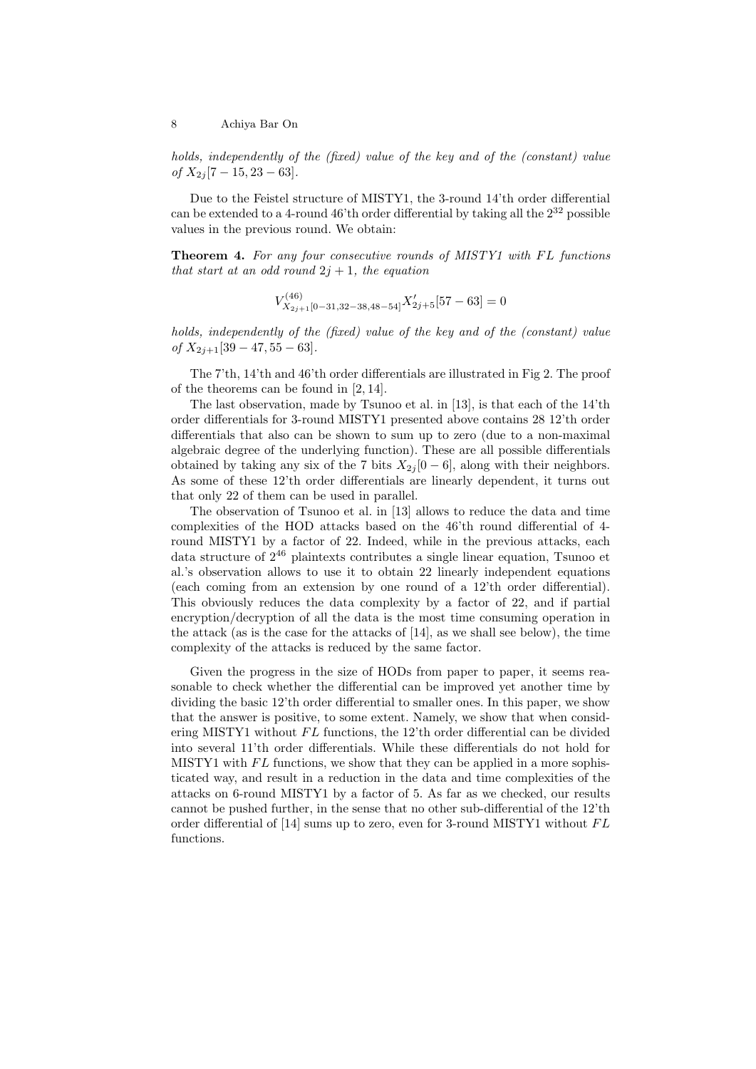*holds, independently of the (fixed) value of the key and of the (constant) value of $X_{2j}[7-15, 23-63]$.*

Due to the Feistel structure of MISTY1, the 3-round 14'th order differential can be extended to a 4-round 46'th order differential by taking all the $2^{32}$ possible values in the previous round. We obtain:

**Theorem 4.** *For any four consecutive rounds of MISTY1 with $FL$ functions that start at an odd round $2j+1$, the equation*

$$V^{(46)}_{X_{2j+1}[0-31,32-38,48-54]} X'_{2j+5}[57-63] = 0$$

*holds, independently of the (fixed) value of the key and of the (constant) value of $X_{2j+1}[39-47, 55-63]$.*

The 7'th, 14'th and 46'th order differentials are illustrated in Fig 2. The proof of the theorems can be found in [2, 14].

The last observation, made by Tsunoo et al. in [13], is that each of the 14'th order differentials for 3-round MISTY1 presented above contains 28 12'th order differentials that also can be shown to sum up to zero (due to a non-maximal algebraic degree of the underlying function). These are all possible differentials obtained by taking any six of the 7 bits $X_{2j}[0-6]$, along with their neighbors. As some of these 12'th order differentials are linearly dependent, it turns out that only 22 of them can be used in parallel.

The observation of Tsunoo et al. in [13] allows to reduce the data and time complexities of the HOD attacks based on the 46'th round differential of 4-round MISTY1 by a factor of 22. Indeed, while in the previous attacks, each data structure of $2^{46}$ plaintexts contributes a single linear equation, Tsunoo et al.'s observation allows to use it to obtain 22 linearly independent equations (each coming from an extension by one round of a 12'th order differential). This obviously reduces the data complexity by a factor of 22, and if partial encryption/decryption of all the data is the most time consuming operation in the attack (as is the case for the attacks of [14], as we shall see below), the time complexity of the attacks is reduced by the same factor.

Given the progress in the size of HODs from paper to paper, it seems reasonable to check whether the differential can be improved yet another time by dividing the basic 12'th order differential to smaller ones. In this paper, we show that the answer is positive, to some extent. Namely, we show that when considering MISTY1 without $FL$ functions, the 12'th order differential can be divided into several 11'th order differentials. While these differentials do not hold for MISTY1 with $FL$ functions, we show that they can be applied in a more sophisticated way, and result in a reduction in the data and time complexities of the attacks on 6-round MISTY1 by a factor of 5. As far as we checked, our results cannot be pushed further, in the sense that no other sub-differential of the 12'th order differential of [14] sums up to zero, even for 3-round MISTY1 without $FL$ functions.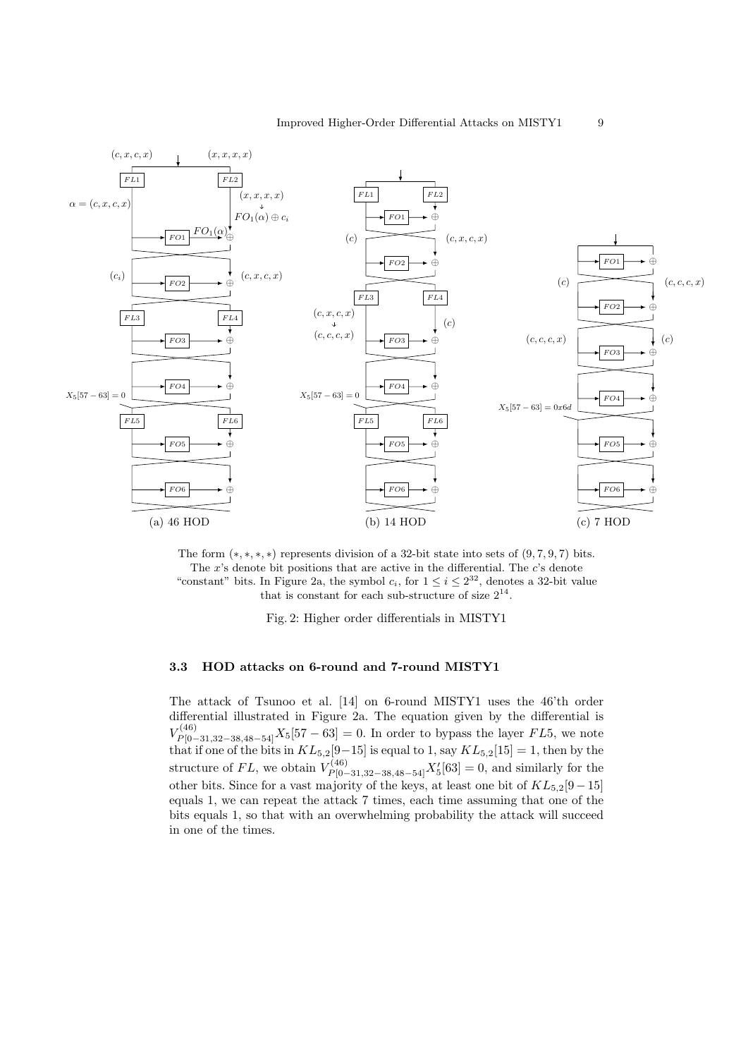The form $(*, *, *, *)$ represents division of a 32-bit state into sets of $(9, 7, 9, 7)$ bits. The $x$'s denote bit positions that are active in the differential. The $c$'s denote "constant" bits. In Figure 2a, the symbol $c_i$, for $1 \leq i \leq 2^{32}$, denotes a 32-bit value that is constant for each sub-structure of size $2^{14}$.

Fig. 2: Higher order differentials in MISTY1

### 3.3 HOD attacks on 6-round and 7-round MISTY1

The attack of Tsunoo et al. [14] on 6-round MISTY1 uses the 46'th order differential illustrated in Figure 2a. The equation given by the differential is $V^{(46)}_{P[0-31,32-38,48-54]} X_5[57-63] = 0$. In order to bypass the layer $FL5$, we note that if one of the bits in $KL_{5,2}[9-15]$ is equal to 1, say $KL_{5,2}[15] = 1$, then by the structure of $FL$, we obtain $V^{(46)}_{P[0-31,32-38,48-54]} X'_5[63] = 0$, and similarly for the other bits. Since for a vast majority of the keys, at least one bit of $KL_{5,2}[9-15]$ equals 1, we can repeat the attack 7 times, each time assuming that one of the bits equals 1, so that with an overwhelming probability the attack will succeed in one of the times.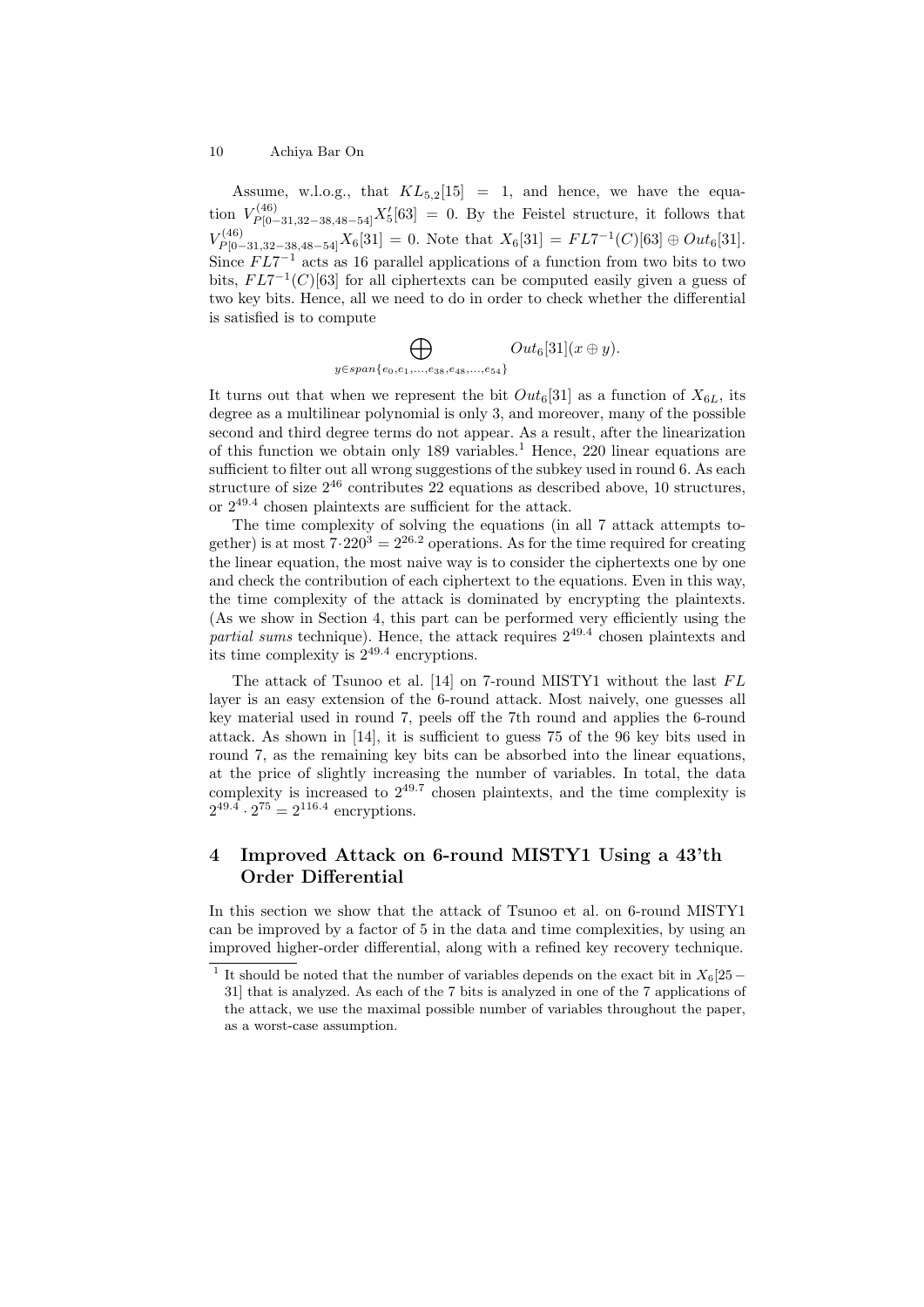Assume, w.l.o.g., that $KL_{5,2}[15] = 1$, and hence, we have the equation $V^{(46)}_{P[0-31,32-38,48-54]} X'_5[63] = 0$. By the Feistel structure, it follows that $V^{(46)}_{P[0-31,32-38,48-54]} X_6[31] = 0$. Note that $X_6[31] = FL7^{-1}(C)[63] \oplus Out_6[31]$. Since $FL7^{-1}$ acts as 16 parallel applications of a function from two bits to two bits, $FL7^{-1}(C)[63]$ for all ciphertexts can be computed easily given a guess of two key bits. Hence, all we need to do in order to check whether the differential is satisfied is to compute

$$\bigoplus_{y \in span\{e_0, e_1, \ldots, e_{38}, e_{48}, \ldots, e_{54}\}} Out_6[31](x \oplus y).$$

It turns out that when we represent the bit $Out_6[31]$ as a function of $X_{6L}$, its degree as a multilinear polynomial is only 3, and moreover, many of the possible second and third degree terms do not appear. As a result, after the linearization of this function we obtain only 189 variables.[1] Hence, 220 linear equations are sufficient to filter out all wrong suggestions of the subkey used in round 6. As each structure of size $2^{46}$ contributes 22 equations as described above, 10 structures, or $2^{49.4}$ chosen plaintexts are sufficient for the attack.

The time complexity of solving the equations (in all 7 attack attempts together) is at most $7 \cdot 220^3 = 2^{26.2}$ operations. As for the time required for creating the linear equation, the most naive way is to consider the ciphertexts one by one and check the contribution of each ciphertext to the equations. Even in this way, the time complexity of the attack is dominated by encrypting the plaintexts. (As we show in Section 4, this part can be performed very efficiently using the *partial sums* technique). Hence, the attack requires $2^{49.4}$ chosen plaintexts and its time complexity is $2^{49.4}$ encryptions.

The attack of Tsunoo et al. [14] on 7-round MISTY1 without the last $FL$ layer is an easy extension of the 6-round attack. Most naively, one guesses all key material used in round 7, peels off the 7th round and applies the 6-round attack. As shown in [14], it is sufficient to guess 75 of the 96 key bits used in round 7, as the remaining key bits can be absorbed into the linear equations, at the price of slightly increasing the number of variables. In total, the data complexity is increased to $2^{49.7}$ chosen plaintexts, and the time complexity is $2^{49.4} \cdot 2^{75} = 2^{116.4}$ encryptions.

## 4 Improved Attack on 6-round MISTY1 Using a 43'th Order Differential

In this section we show that the attack of Tsunoo et al. on 6-round MISTY1 can be improved by a factor of 5 in the data and time complexities, by using an improved higher-order differential, along with a refined key recovery technique.

[1] It should be noted that the number of variables depends on the exact bit in $X_6[25-31]$ that is analyzed. As each of the 7 bits is analyzed in one of the 7 applications of the attack, we use the maximal possible number of variables throughout the paper, as a worst-case assumption.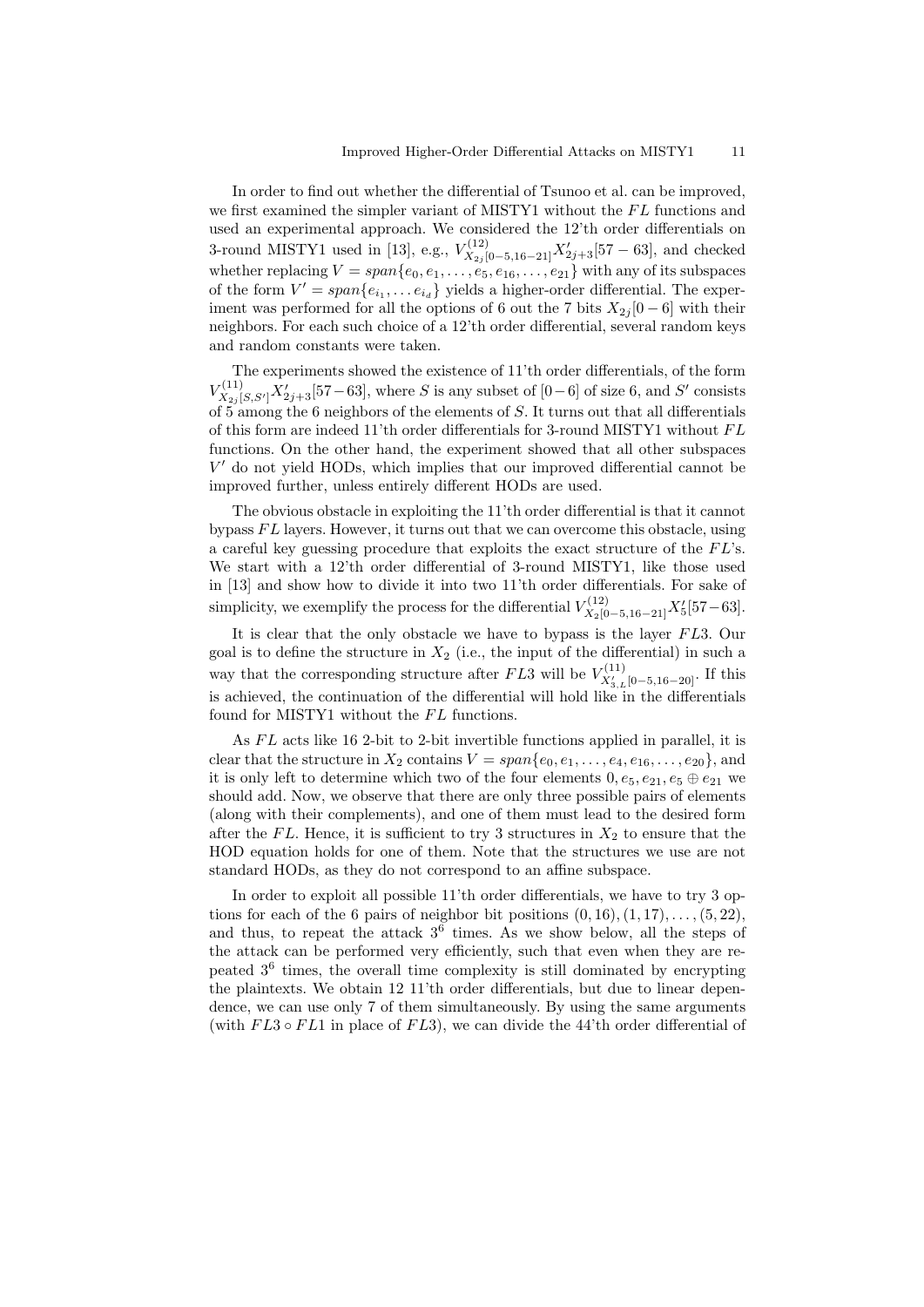In order to find out whether the differential of Tsunoo et al. can be improved, we first examined the simpler variant of MISTY1 without the $FL$ functions and used an experimental approach. We considered the 12'th order differentials on 3-round MISTY1 used in [13], e.g., $V^{(12)}_{X_{2j}[0-5,16-21]}X'_{2j+3}[57-63]$, and checked whether replacing $V = span\{e_0, e_1, \ldots, e_5, e_{16}, \ldots, e_{21}\}$ with any of its subspaces of the form $V' = span\{e_{i_1}, \ldots e_{i_d}\}$ yields a higher-order differential. The experiment was performed for all the options of 6 out the 7 bits $X_{2j}[0-6]$ with their neighbors. For each such choice of a 12'th order differential, several random keys and random constants were taken.

The experiments showed the existence of 11'th order differentials, of the form $V^{(11)}_{X_{2j}[S,S']}X'_{2j+3}[57-63]$, where $S$ is any subset of $[0-6]$ of size 6, and $S'$ consists of 5 among the 6 neighbors of the elements of $S$. It turns out that all differentials of this form are indeed 11'th order differentials for 3-round MISTY1 without $FL$ functions. On the other hand, the experiment showed that all other subspaces $V'$ do not yield HODs, which implies that our improved differential cannot be improved further, unless entirely different HODs are used.

The obvious obstacle in exploiting the 11'th order differential is that it cannot bypass $FL$ layers. However, it turns out that we can overcome this obstacle, using a careful key guessing procedure that exploits the exact structure of the $FL$'s. We start with a 12'th order differential of 3-round MISTY1, like those used in [13] and show how to divide it into two 11'th order differentials. For sake of simplicity, we exemplify the process for the differential $V^{(12)}_{X_2[0-5,16-21]}X'_5[57-63]$.

It is clear that the only obstacle we have to bypass is the layer $FL3$. Our goal is to define the structure in $X_2$ (i.e., the input of the differential) in such a way that the corresponding structure after $FL3$ will be $V^{(11)}_{X'_{3,L}[0-5,16-20]}$. If this is achieved, the continuation of the differential will hold like in the differentials found for MISTY1 without the $FL$ functions.

As $FL$ acts like 16 2-bit to 2-bit invertible functions applied in parallel, it is clear that the structure in $X_2$ contains $V = span\{e_0, e_1, \ldots, e_4, e_{16}, \ldots, e_{20}\}$, and it is only left to determine which two of the four elements $0, e_5, e_{21}, e_5 \oplus e_{21}$ we should add. Now, we observe that there are only three possible pairs of elements (along with their complements), and one of them must lead to the desired form after the $FL$. Hence, it is sufficient to try 3 structures in $X_2$ to ensure that the HOD equation holds for one of them. Note that the structures we use are not standard HODs, as they do not correspond to an affine subspace.

In order to exploit all possible 11'th order differentials, we have to try 3 options for each of the 6 pairs of neighbor bit positions $(0,16), (1,17), \ldots, (5,22)$, and thus, to repeat the attack $3^6$ times. As we show below, all the steps of the attack can be performed very efficiently, such that even when they are repeated $3^6$ times, the overall time complexity is still dominated by encrypting the plaintexts. We obtain 12 11'th order differentials, but due to linear dependence, we can use only 7 of them simultaneously. By using the same arguments (with $FL3 \circ FL1$ in place of $FL3$), we can divide the 44'th order differential of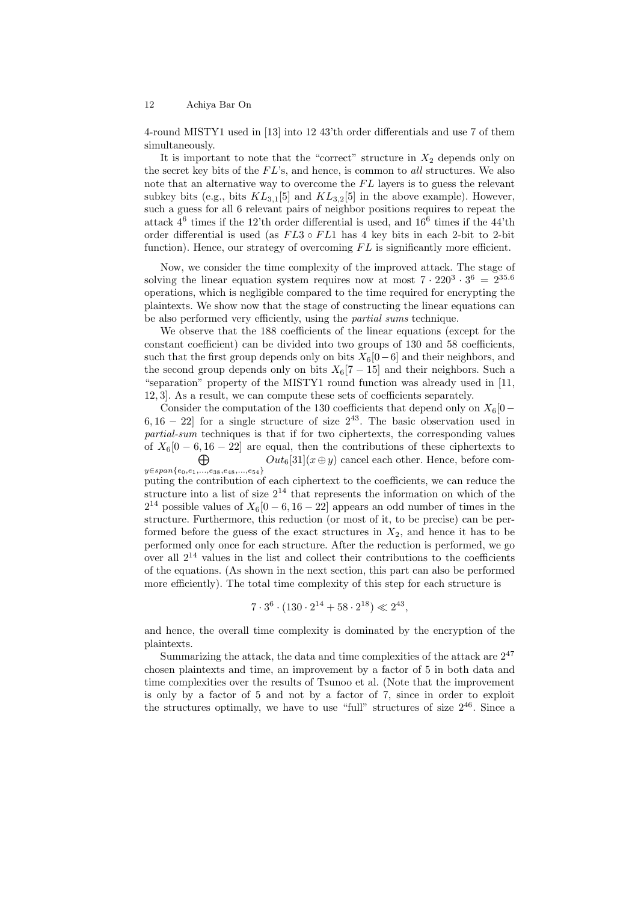4-round MISTY1 used in [13] into 12 43'th order differentials and use 7 of them simultaneously.

It is important to note that the "correct" structure in $X_2$ depends only on the secret key bits of the $FL$'s, and hence, is common to *all* structures. We also note that an alternative way to overcome the $FL$ layers is to guess the relevant subkey bits (e.g., bits $KL_{3,1}[5]$ and $KL_{3,2}[5]$ in the above example). However, such a guess for all 6 relevant pairs of neighbor positions requires to repeat the attack $4^6$ times if the 12'th order differential is used, and $16^6$ times if the 44'th order differential is used (as $FL3 \circ FL1$ has 4 key bits in each 2-bit to 2-bit function). Hence, our strategy of overcoming $FL$ is significantly more efficient.

Now, we consider the time complexity of the improved attack. The stage of solving the linear equation system requires now at most $7 \cdot 220^3 \cdot 3^6 = 2^{35.6}$ operations, which is negligible compared to the time required for encrypting the plaintexts. We show now that the stage of constructing the linear equations can be also performed very efficiently, using the *partial sums* technique.

We observe that the 188 coefficients of the linear equations (except for the constant coefficient) can be divided into two groups of 130 and 58 coefficients, such that the first group depends only on bits $X_6[0-6]$ and their neighbors, and the second group depends only on bits $X_6[7-15]$ and their neighbors. Such a "separation" property of the MISTY1 round function was already used in [11, 12, 3]. As a result, we can compute these sets of coefficients separately.

Consider the computation of the 130 coefficients that depend only on $X_6[0-6, 16-22]$ for a single structure of size $2^{43}$. The basic observation used in *partial-sum* techniques is that if for two ciphertexts, the corresponding values of $X_6[0-6, 16-22]$ are equal, then the contributions of these ciphertexts to $\bigoplus_{y \in span\{e_0,e_1,\ldots,e_{38},e_{48},\ldots,e_{54}\}} Out_6[31](x \oplus y)$ cancel each other. Hence, before computing the contribution of each ciphertext to the coefficients, we can reduce the structure into a list of size $2^{14}$ that represents the information on which of the $2^{14}$ possible values of $X_6[0-6, 16-22]$ appears an odd number of times in the structure. Furthermore, this reduction (or most of it, to be precise) can be performed before the guess of the exact structures in $X_2$, and hence it has to be performed only once for each structure. After the reduction is performed, we go over all $2^{14}$ values in the list and collect their contributions to the coefficients of the equations. (As shown in the next section, this part can also be performed more efficiently). The total time complexity of this step for each structure is

$$7 \cdot 3^6 \cdot (130 \cdot 2^{14} + 58 \cdot 2^{18}) \ll 2^{43},$$

and hence, the overall time complexity is dominated by the encryption of the plaintexts.

Summarizing the attack, the data and time complexities of the attack are $2^{47}$ chosen plaintexts and time, an improvement by a factor of 5 in both data and time complexities over the results of Tsunoo et al. (Note that the improvement is only by a factor of 5 and not by a factor of 7, since in order to exploit the structures optimally, we have to use "full" structures of size $2^{46}$. Since a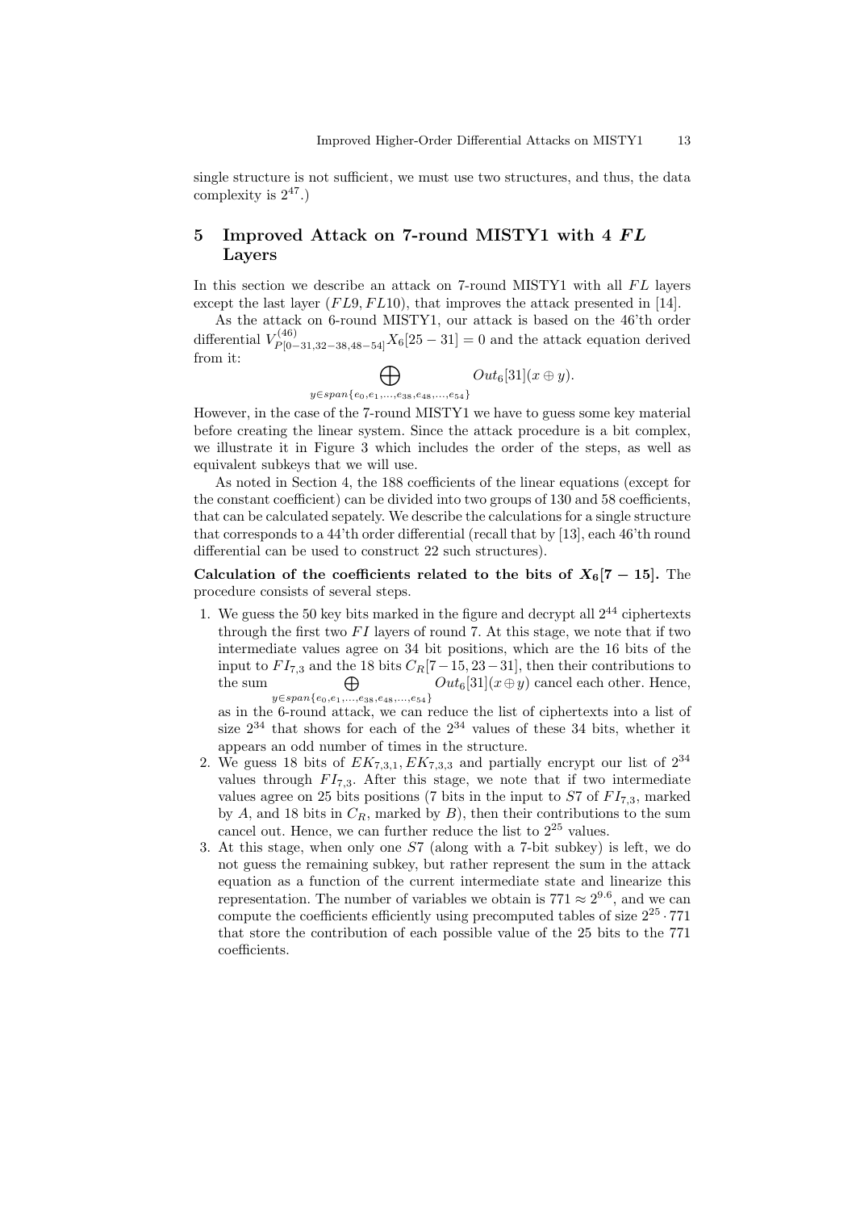single structure is not sufficient, we must use two structures, and thus, the data complexity is $2^{47}$.)

## 5 Improved Attack on 7-round MISTY1 with 4 *FL* Layers

In this section we describe an attack on 7-round MISTY1 with all $FL$ layers except the last layer ($FL9, FL10$), that improves the attack presented in [14].

As the attack on 6-round MISTY1, our attack is based on the 46'th order differential $V^{(46)}_{P[0-31,32-38,48-54]}X_6[25-31] = 0$ and the attack equation derived from it:

$$\bigoplus_{y \in span\{e_0,e_1,\ldots,e_{38},e_{48},\ldots,e_{54}\}} Out_6[31](x \oplus y).$$

However, in the case of the 7-round MISTY1 we have to guess some key material before creating the linear system. Since the attack procedure is a bit complex, we illustrate it in Figure 3 which includes the order of the steps, as well as equivalent subkeys that we will use.

As noted in Section 4, the 188 coefficients of the linear equations (except for the constant coefficient) can be divided into two groups of 130 and 58 coefficients, that can be calculated sepately. We describe the calculations for a single structure that corresponds to a 44'th order differential (recall that by [13], each 46'th round differential can be used to construct 22 such structures).

**Calculation of the coefficients related to the bits of $X_6[7-15]$.** The procedure consists of several steps.

1. We guess the 50 key bits marked in the figure and decrypt all $2^{44}$ ciphertexts through the first two $FI$ layers of round 7. At this stage, we note that if two intermediate values agree on 34 bit positions, which are the 16 bits of the input to $FI_{7,3}$ and the 18 bits $C_R[7-15,23-31]$, then their contributions to the sum $\bigoplus_{y \in span\{e_0,e_1,\ldots,e_{38},e_{48},\ldots,e_{54}\}} Out_6[31](x \oplus y)$ cancel each other. Hence, as in the 6-round attack, we can reduce the list of ciphertexts into a list of size $2^{34}$ that shows for each of the $2^{34}$ values of these 34 bits, whether it appears an odd number of times in the structure.
2. We guess 18 bits of $EK_{7,3,1}, EK_{7,3,3}$ and partially encrypt our list of $2^{34}$ values through $FI_{7,3}$. After this stage, we note that if two intermediate values agree on 25 bits positions (7 bits in the input to $S7$ of $FI_{7,3}$, marked by $A$, and 18 bits in $C_R$, marked by $B$), then their contributions to the sum cancel out. Hence, we can further reduce the list to $2^{25}$ values.
3. At this stage, when only one $S7$ (along with a 7-bit subkey) is left, we do not guess the remaining subkey, but rather represent the sum in the attack equation as a function of the current intermediate state and linearize this representation. The number of variables we obtain is $771 \approx 2^{9.6}$, and we can compute the coefficients efficiently using precomputed tables of size $2^{25} \cdot 771$ that store the contribution of each possible value of the 25 bits to the 771 coefficients.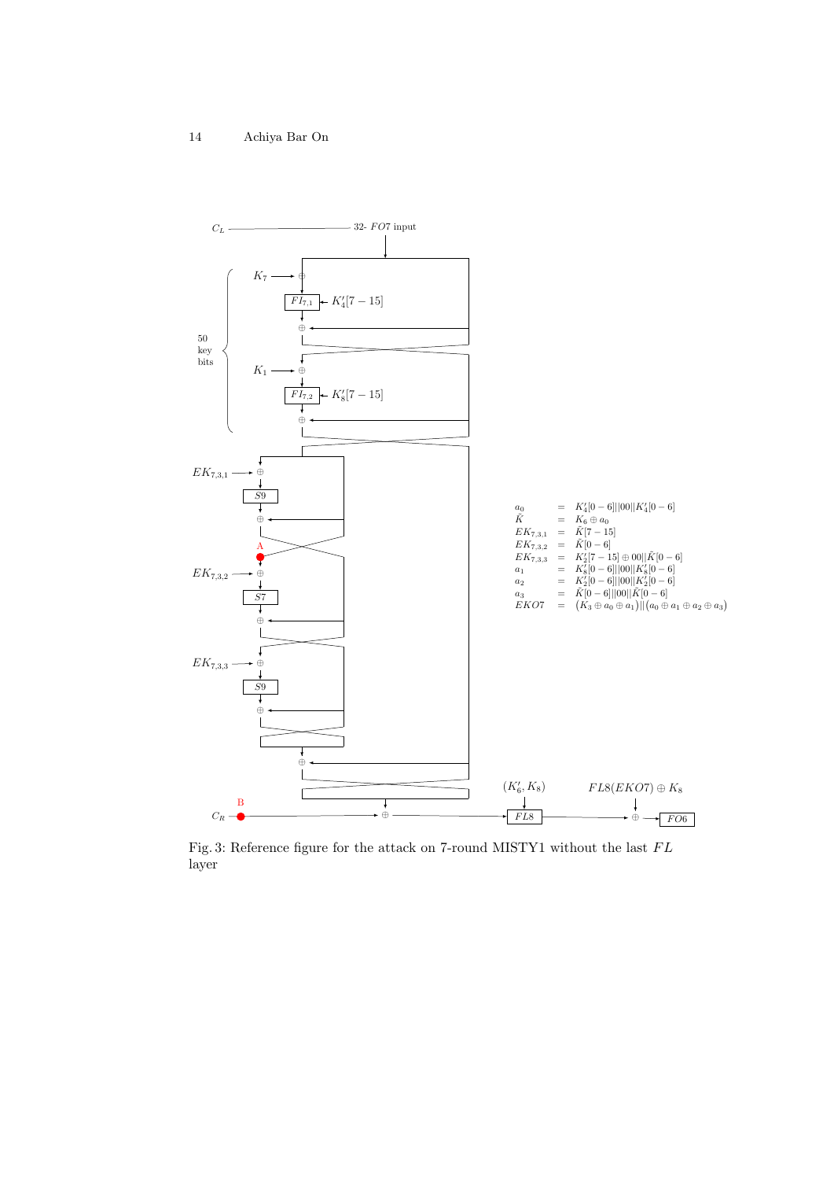$C_L$ — 32- $FO7$ input

50 key bits

$K_7$, $FI_{7,1}$, $K'_4[7-15]$

$K_1$, $FI_{7,2}$, $K'_8[7-15]$

$EK_{7,3,1}$, $S9$

A

$EK_{7,3,2}$, $S7$

$EK_{7,3,3}$, $S9$

B

$C_R$, $(K'_6, K_8)$, $FL8$, $FL8(EKO7) \oplus K_8$, $FO6$

$$
\begin{aligned}
a_0 &= K'_4[0-6]||00||K'_4[0-6] \\
\tilde{K} &= K_6 \oplus a_0 \\
EK_{7,3,1} &= \tilde{K}[7-15] \\
EK_{7,3,2} &= \tilde{K}[0-6] \\
EK_{7,3,3} &= K'_2[7-15] \oplus 00||\tilde{K}[0-6] \\
a_1 &= K'_8[0-6]||00||K'_8[0-6] \\
a_2 &= K'_2[0-6]||00||K'_2[0-6] \\
a_3 &= \tilde{K}[0-6]||00||\tilde{K}[0-6] \\
EKO7 &= (K_3 \oplus a_0 \oplus a_1)||(a_0 \oplus a_1 \oplus a_2 \oplus a_3)
\end{aligned}
$$

Fig. 3: Reference figure for the attack on 7-round MISTY1 without the last $FL$ layer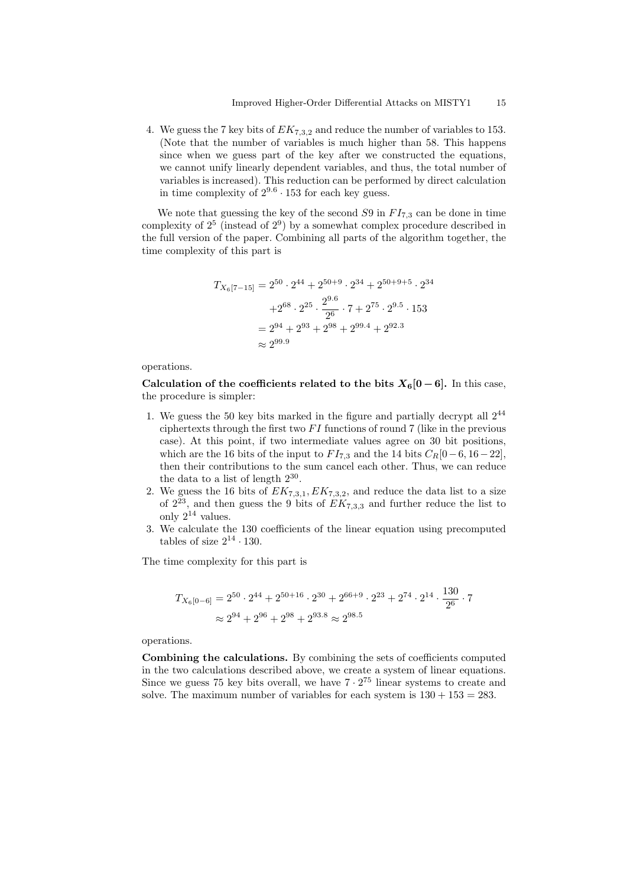4. We guess the 7 key bits of $EK_{7,3,2}$ and reduce the number of variables to 153. (Note that the number of variables is much higher than 58. This happens since when we guess part of the key after we constructed the equations, we cannot unify linearly dependent variables, and thus, the total number of variables is increased). This reduction can be performed by direct calculation in time complexity of $2^{9.6} \cdot 153$ for each key guess.

We note that guessing the key of the second $S9$ in $FI_{7,3}$ can be done in time complexity of $2^5$ (instead of $2^9$) by a somewhat complex procedure described in the full version of the paper. Combining all parts of the algorithm together, the time complexity of this part is

$$
\begin{aligned}
T_{X_6[7-15]} &= 2^{50} \cdot 2^{44} + 2^{50+9} \cdot 2^{34} + 2^{50+9+5} \cdot 2^{34} \\
&\quad + 2^{68} \cdot 2^{25} \cdot \frac{2^{9.6}}{2^6} \cdot 7 + 2^{75} \cdot 2^{9.5} \cdot 153 \\
&= 2^{94} + 2^{93} + 2^{98} + 2^{99.4} + 2^{92.3} \\
&\approx 2^{99.9}
\end{aligned}
$$

operations.

**Calculation of the coefficients related to the bits $X_6[0-6]$.** In this case, the procedure is simpler:

1. We guess the 50 key bits marked in the figure and partially decrypt all $2^{44}$ ciphertexts through the first two $FI$ functions of round 7 (like in the previous case). At this point, if two intermediate values agree on 30 bit positions, which are the 16 bits of the input to $FI_{7,3}$ and the 14 bits $C_R[0-6, 16-22]$, then their contributions to the sum cancel each other. Thus, we can reduce the data to a list of length $2^{30}$.
2. We guess the 16 bits of $EK_{7,3,1}, EK_{7,3,2}$, and reduce the data list to a size of $2^{23}$, and then guess the 9 bits of $EK_{7,3,3}$ and further reduce the list to only $2^{14}$ values.
3. We calculate the 130 coefficients of the linear equation using precomputed tables of size $2^{14} \cdot 130$.

The time complexity for this part is

$$
\begin{aligned}
T_{X_6[0-6]} &= 2^{50} \cdot 2^{44} + 2^{50+16} \cdot 2^{30} + 2^{66+9} \cdot 2^{23} + 2^{74} \cdot 2^{14} \cdot \frac{130}{2^6} \cdot 7 \\
&\approx 2^{94} + 2^{96} + 2^{98} + 2^{93.8} \approx 2^{98.5}
\end{aligned}
$$

operations.

**Combining the calculations.** By combining the sets of coefficients computed in the two calculations described above, we create a system of linear equations. Since we guess 75 key bits overall, we have $7 \cdot 2^{75}$ linear systems to create and solve. The maximum number of variables for each system is $130 + 153 = 283$.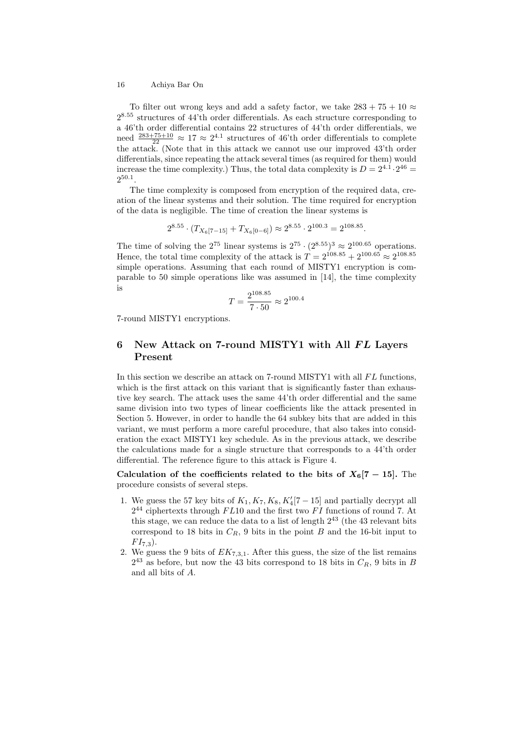To filter out wrong keys and add a safety factor, we take $283 + 75 + 10 \approx 2^{8.55}$ structures of 44'th order differentials. As each structure corresponding to a 46'th order differential contains 22 structures of 44'th order differentials, we need $\frac{283+75+10}{22} \approx 17 \approx 2^{4.1}$ structures of 46'th order differentials to complete the attack. (Note that in this attack we cannot use our improved 43'th order differentials, since repeating the attack several times (as required for them) would increase the time complexity.) Thus, the total data complexity is $D = 2^{4.1} \cdot 2^{46} = 2^{50.1}$.

The time complexity is composed from encryption of the required data, creation of the linear systems and their solution. The time required for encryption of the data is negligible. The time of creation the linear systems is

$$2^{8.55} \cdot (T_{X_6[7-15]} + T_{X_6[0-6]}) \approx 2^{8.55} \cdot 2^{100.3} = 2^{108.85}.$$

The time of solving the $2^{75}$ linear systems is $2^{75} \cdot (2^{8.55})^3 \approx 2^{100.65}$ operations. Hence, the total time complexity of the attack is $T = 2^{108.85} + 2^{100.65} \approx 2^{108.85}$ simple operations. Assuming that each round of MISTY1 encryption is comparable to 50 simple operations like was assumed in [14], the time complexity is

$$T = \frac{2^{108.85}}{7 \cdot 50} \approx 2^{100.4}$$

7-round MISTY1 encryptions.

## 6 New Attack on 7-round MISTY1 with All *FL* Layers Present

In this section we describe an attack on 7-round MISTY1 with all $FL$ functions, which is the first attack on this variant that is significantly faster than exhaustive key search. The attack uses the same 44'th order differential and the same same division into two types of linear coefficients like the attack presented in Section 5. However, in order to handle the 64 subkey bits that are added in this variant, we must perform a more careful procedure, that also takes into consideration the exact MISTY1 key schedule. As in the previous attack, we describe the calculations made for a single structure that corresponds to a 44'th order differential. The reference figure to this attack is Figure 4.

**Calculation of the coefficients related to the bits of $X_6[7-15]$.** The procedure consists of several steps.

1. We guess the 57 key bits of $K_1, K_7, K_8, K_4'[7-15]$ and partially decrypt all $2^{44}$ ciphertexts through $FL10$ and the first two $FI$ functions of round 7. At this stage, we can reduce the data to a list of length $2^{43}$ (the 43 relevant bits correspond to 18 bits in $C_R$, 9 bits in the point $B$ and the 16-bit input to $FI_{7,3}$).
2. We guess the 9 bits of $EK_{7,3,1}$. After this guess, the size of the list remains $2^{43}$ as before, but now the 43 bits correspond to 18 bits in $C_R$, 9 bits in $B$ and all bits of $A$.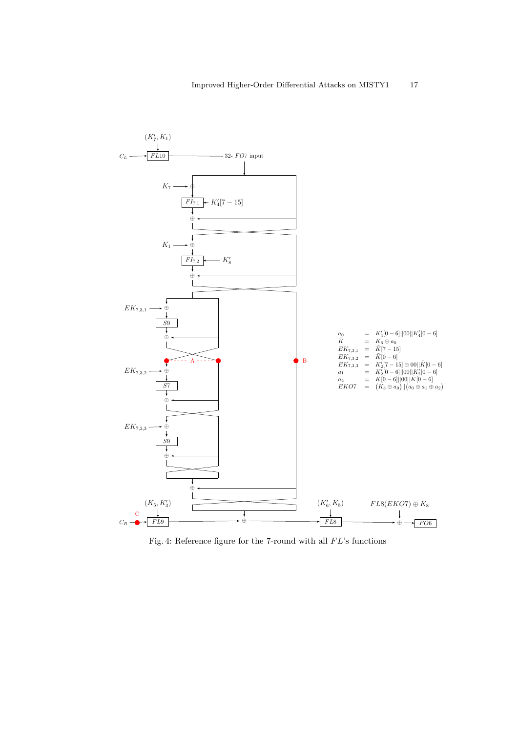$$
\begin{aligned}
a_0 &= K_4'[0-6]||00||K_4'[0-6] \\
\tilde{K} &= K_6 \oplus a_0 \\
EK_{7,3,1} &= \tilde{K}[7-15] \\
EK_{7,3,2} &= \tilde{K}[0-6] \\
EK_{7,3,3} &= K_2'[7-15] \oplus 00||\tilde{K}[0-6] \\
a_1 &= K_2'[0-6]||00||K_2'[0-6] \\
a_2 &= \tilde{K}[0-6]||00||\tilde{K}[0-6] \\
EKO7 &= (K_3 \oplus a_0)||(a_0 \oplus a_1 \oplus a_2)
\end{aligned}
$$

Fig. 4: Reference figure for the 7-round with all $FL$'s functions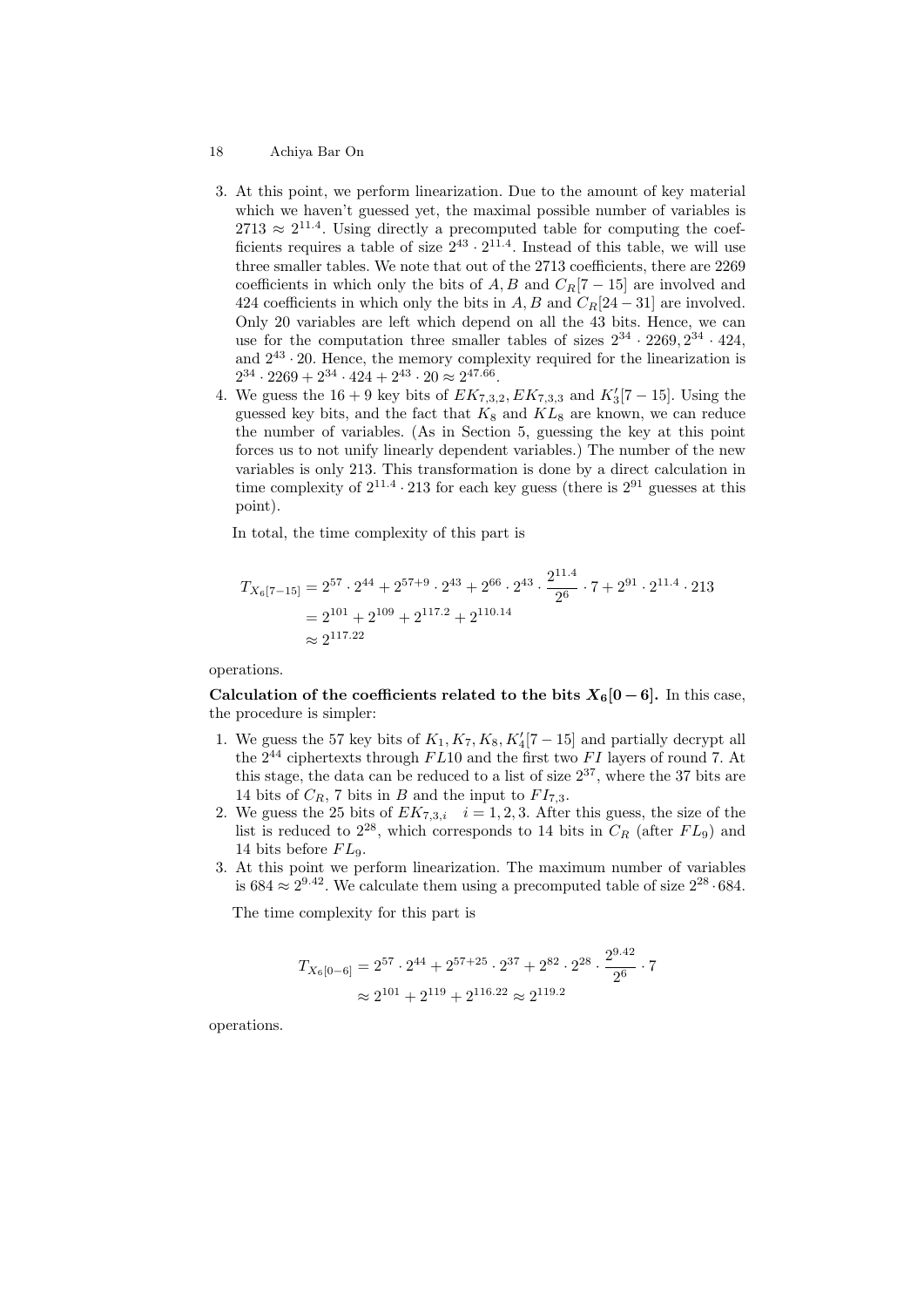3. At this point, we perform linearization. Due to the amount of key material which we haven't guessed yet, the maximal possible number of variables is $2713 \approx 2^{11.4}$. Using directly a precomputed table for computing the coefficients requires a table of size $2^{43} \cdot 2^{11.4}$. Instead of this table, we will use three smaller tables. We note that out of the 2713 coefficients, there are 2269 coefficients in which only the bits of $A, B$ and $C_R[7-15]$ are involved and 424 coefficients in which only the bits in $A, B$ and $C_R[24-31]$ are involved. Only 20 variables are left which depend on all the 43 bits. Hence, we can use for the computation three smaller tables of sizes $2^{34} \cdot 2269, 2^{34} \cdot 424$, and $2^{43} \cdot 20$. Hence, the memory complexity required for the linearization is $2^{34} \cdot 2269 + 2^{34} \cdot 424 + 2^{43} \cdot 20 \approx 2^{47.66}$.
4. We guess the $16+9$ key bits of $EK_{7,3,2}, EK_{7,3,3}$ and $K'_3[7-15]$. Using the guessed key bits, and the fact that $K_8$ and $KL_8$ are known, we can reduce the number of variables. (As in Section 5, guessing the key at this point forces us to not unify linearly dependent variables.) The number of the new variables is only 213. This transformation is done by a direct calculation in time complexity of $2^{11.4} \cdot 213$ for each key guess (there is $2^{91}$ guesses at this point).

   In total, the time complexity of this part is

$$
\begin{aligned}
T_{X_6[7-15]} &= 2^{57} \cdot 2^{44} + 2^{57+9} \cdot 2^{43} + 2^{66} \cdot 2^{43} \cdot \frac{2^{11.4}}{2^6} \cdot 7 + 2^{91} \cdot 2^{11.4} \cdot 213 \\
&= 2^{101} + 2^{109} + 2^{117.2} + 2^{110.14} \\
&\approx 2^{117.22}
\end{aligned}
$$

operations.

**Calculation of the coefficients related to the bits $X_6[0-6]$.** In this case, the procedure is simpler:

1. We guess the 57 key bits of $K_1, K_7, K_8, K'_4[7-15]$ and partially decrypt all the $2^{44}$ ciphertexts through $FL10$ and the first two $FI$ layers of round 7. At this stage, the data can be reduced to a list of size $2^{37}$, where the 37 bits are 14 bits of $C_R$, 7 bits in $B$ and the input to $FI_{7,3}$.
2. We guess the 25 bits of $EK_{7,3,i} \quad i = 1,2,3$. After this guess, the size of the list is reduced to $2^{28}$, which corresponds to 14 bits in $C_R$ (after $FL_9$) and 14 bits before $FL_9$.
3. At this point we perform linearization. The maximum number of variables is $684 \approx 2^{9.42}$. We calculate them using a precomputed table of size $2^{28} \cdot 684$.

   The time complexity for this part is

$$
\begin{aligned}
T_{X_6[0-6]} &= 2^{57} \cdot 2^{44} + 2^{57+25} \cdot 2^{37} + 2^{82} \cdot 2^{28} \cdot \frac{2^{9.42}}{2^6} \cdot 7 \\
&\approx 2^{101} + 2^{119} + 2^{116.22} \approx 2^{119.2}
\end{aligned}
$$

operations.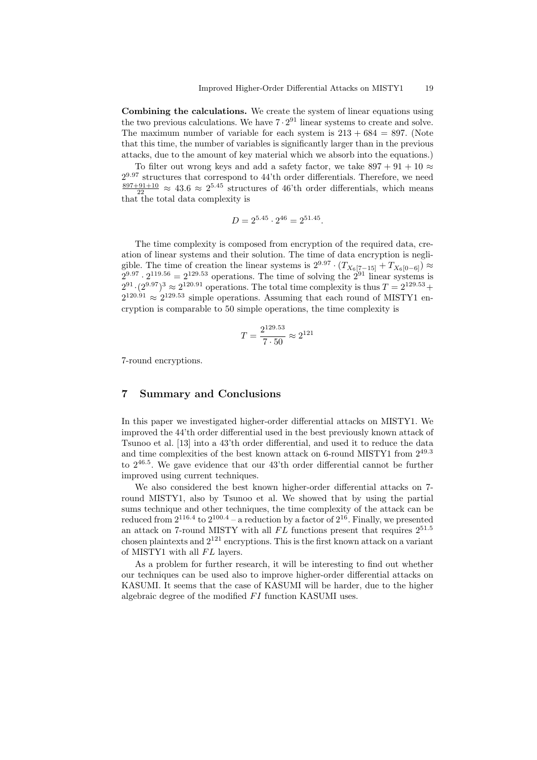**Combining the calculations.** We create the system of linear equations using the two previous calculations. We have $7 \cdot 2^{91}$ linear systems to create and solve. The maximum number of variable for each system is $213 + 684 = 897$. (Note that this time, the number of variables is significantly larger than in the previous attacks, due to the amount of key material which we absorb into the equations.)

To filter out wrong keys and add a safety factor, we take $897 + 91 + 10 \approx 2^{9.97}$ structures that correspond to 44'th order differentials. Therefore, we need $\frac{897+91+10}{22} \approx 43.6 \approx 2^{5.45}$ structures of 46'th order differentials, which means that the total data complexity is

$$D = 2^{5.45} \cdot 2^{46} = 2^{51.45}.$$

The time complexity is composed from encryption of the required data, creation of linear systems and their solution. The time of data encryption is negligible. The time of creation the linear systems is $2^{9.97} \cdot (T_{X_6[7-15]} + T_{X_6[0-6]}) \approx 2^{9.97} \cdot 2^{119.56} = 2^{129.53}$ operations. The time of solving the $2^{91}$ linear systems is $2^{91} \cdot (2^{9.97})^3 \approx 2^{120.91}$ operations. The total time complexity is thus $T = 2^{129.53} + 2^{120.91} \approx 2^{129.53}$ simple operations. Assuming that each round of MISTY1 encryption is comparable to 50 simple operations, the time complexity is

$$T = \frac{2^{129.53}}{7 \cdot 50} \approx 2^{121}$$

7-round encryptions.

## 7 Summary and Conclusions

In this paper we investigated higher-order differential attacks on MISTY1. We improved the 44'th order differential used in the best previously known attack of Tsunoo et al. [13] into a 43'th order differential, and used it to reduce the data and time complexities of the best known attack on 6-round MISTY1 from $2^{49.3}$ to $2^{46.5}$. We gave evidence that our 43'th order differential cannot be further improved using current techniques.

We also considered the best known higher-order differential attacks on 7-round MISTY1, also by Tsunoo et al. We showed that by using the partial sums technique and other techniques, the time complexity of the attack can be reduced from $2^{116.4}$ to $2^{100.4}$ – a reduction by a factor of $2^{16}$. Finally, we presented an attack on 7-round MISTY with all $FL$ functions present that requires $2^{51.5}$ chosen plaintexts and $2^{121}$ encryptions. This is the first known attack on a variant of MISTY1 with all $FL$ layers.

As a problem for further research, it will be interesting to find out whether our techniques can be used also to improve higher-order differential attacks on KASUMI. It seems that the case of KASUMI will be harder, due to the higher algebraic degree of the modified $FI$ function KASUMI uses.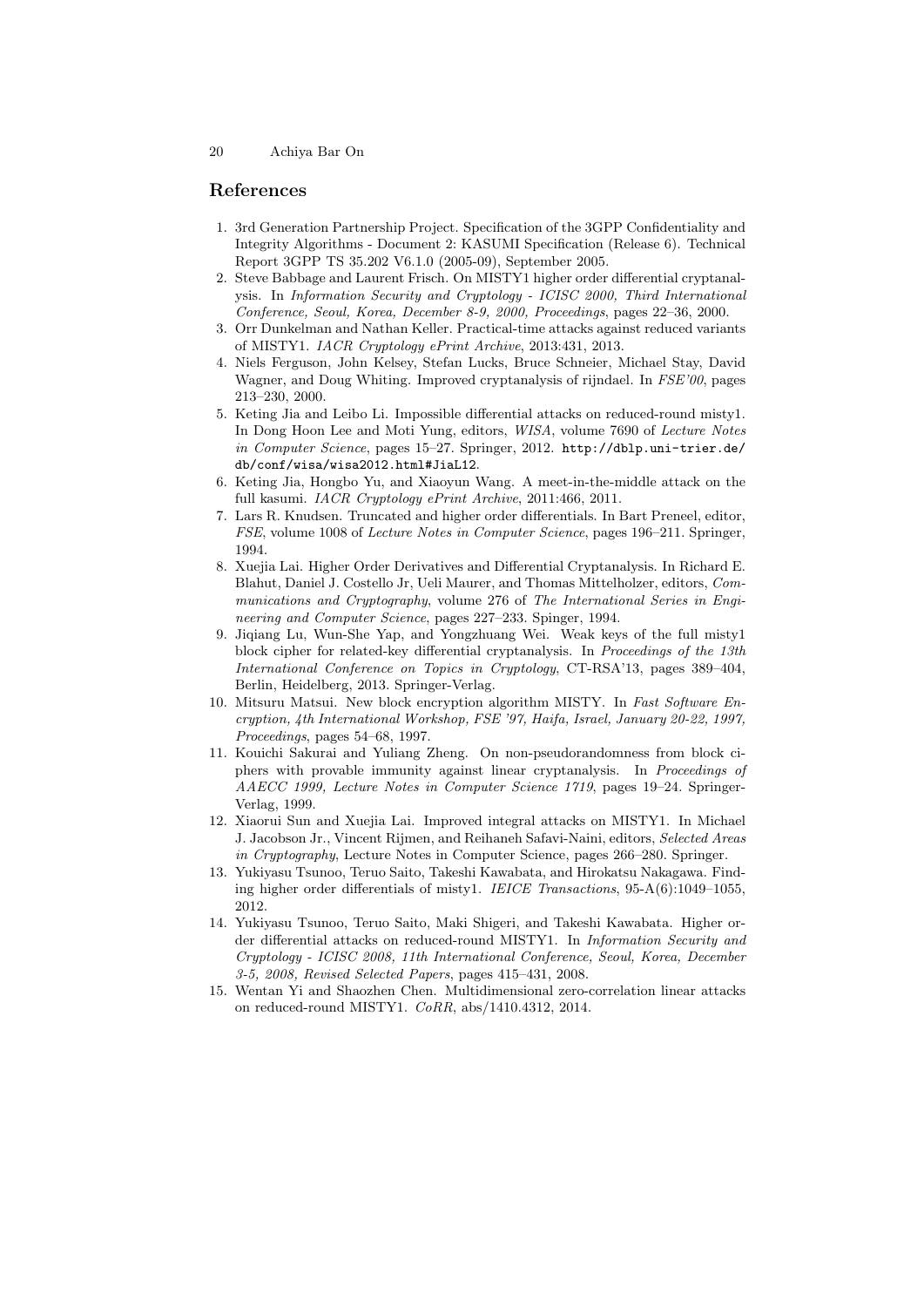## References

1. 3rd Generation Partnership Project. Specification of the 3GPP Confidentiality and Integrity Algorithms - Document 2: KASUMI Specification (Release 6). Technical Report 3GPP TS 35.202 V6.1.0 (2005-09), September 2005.
2. Steve Babbage and Laurent Frisch. On MISTY1 higher order differential cryptanalysis. In *Information Security and Cryptology - ICISC 2000, Third International Conference, Seoul, Korea, December 8-9, 2000, Proceedings*, pages 22–36, 2000.
3. Orr Dunkelman and Nathan Keller. Practical-time attacks against reduced variants of MISTY1. *IACR Cryptology ePrint Archive*, 2013:431, 2013.
4. Niels Ferguson, John Kelsey, Stefan Lucks, Bruce Schneier, Michael Stay, David Wagner, and Doug Whiting. Improved cryptanalysis of rijndael. In *FSE'00*, pages 213–230, 2000.
5. Keting Jia and Leibo Li. Impossible differential attacks on reduced-round misty1. In Dong Hoon Lee and Moti Yung, editors, *WISA*, volume 7690 of *Lecture Notes in Computer Science*, pages 15–27. Springer, 2012. `http://dblp.uni-trier.de/db/conf/wisa/wisa2012.html#JiaL12`.
6. Keting Jia, Hongbo Yu, and Xiaoyun Wang. A meet-in-the-middle attack on the full kasumi. *IACR Cryptology ePrint Archive*, 2011:466, 2011.
7. Lars R. Knudsen. Truncated and higher order differentials. In Bart Preneel, editor, *FSE*, volume 1008 of *Lecture Notes in Computer Science*, pages 196–211. Springer, 1994.
8. Xuejia Lai. Higher Order Derivatives and Differential Cryptanalysis. In Richard E. Blahut, Daniel J. Costello Jr, Ueli Maurer, and Thomas Mittelholzer, editors, *Communications and Cryptography*, volume 276 of *The International Series in Engineering and Computer Science*, pages 227–233. Spinger, 1994.
9. Jiqiang Lu, Wun-She Yap, and Yongzhuang Wei. Weak keys of the full misty1 block cipher for related-key differential cryptanalysis. In *Proceedings of the 13th International Conference on Topics in Cryptology*, CT-RSA'13, pages 389–404, Berlin, Heidelberg, 2013. Springer-Verlag.
10. Mitsuru Matsui. New block encryption algorithm MISTY. In *Fast Software Encryption, 4th International Workshop, FSE '97, Haifa, Israel, January 20-22, 1997, Proceedings*, pages 54–68, 1997.
11. Kouichi Sakurai and Yuliang Zheng. On non-pseudorandomness from block ciphers with provable immunity against linear cryptanalysis. In *Proceedings of AAECC 1999, Lecture Notes in Computer Science 1719*, pages 19–24. Springer-Verlag, 1999.
12. Xiaorui Sun and Xuejia Lai. Improved integral attacks on MISTY1. In Michael J. Jacobson Jr., Vincent Rijmen, and Reihaneh Safavi-Naini, editors, *Selected Areas in Cryptography*, Lecture Notes in Computer Science, pages 266–280. Springer.
13. Yukiyasu Tsunoo, Teruo Saito, Takeshi Kawabata, and Hirokatsu Nakagawa. Finding higher order differentials of misty1. *IEICE Transactions*, 95-A(6):1049–1055, 2012.
14. Yukiyasu Tsunoo, Teruo Saito, Maki Shigeri, and Takeshi Kawabata. Higher order differential attacks on reduced-round MISTY1. In *Information Security and Cryptology - ICISC 2008, 11th International Conference, Seoul, Korea, December 3-5, 2008, Revised Selected Papers*, pages 415–431, 2008.
15. Wentan Yi and Shaozhen Chen. Multidimensional zero-correlation linear attacks on reduced-round MISTY1. *CoRR*, abs/1410.4312, 2014.